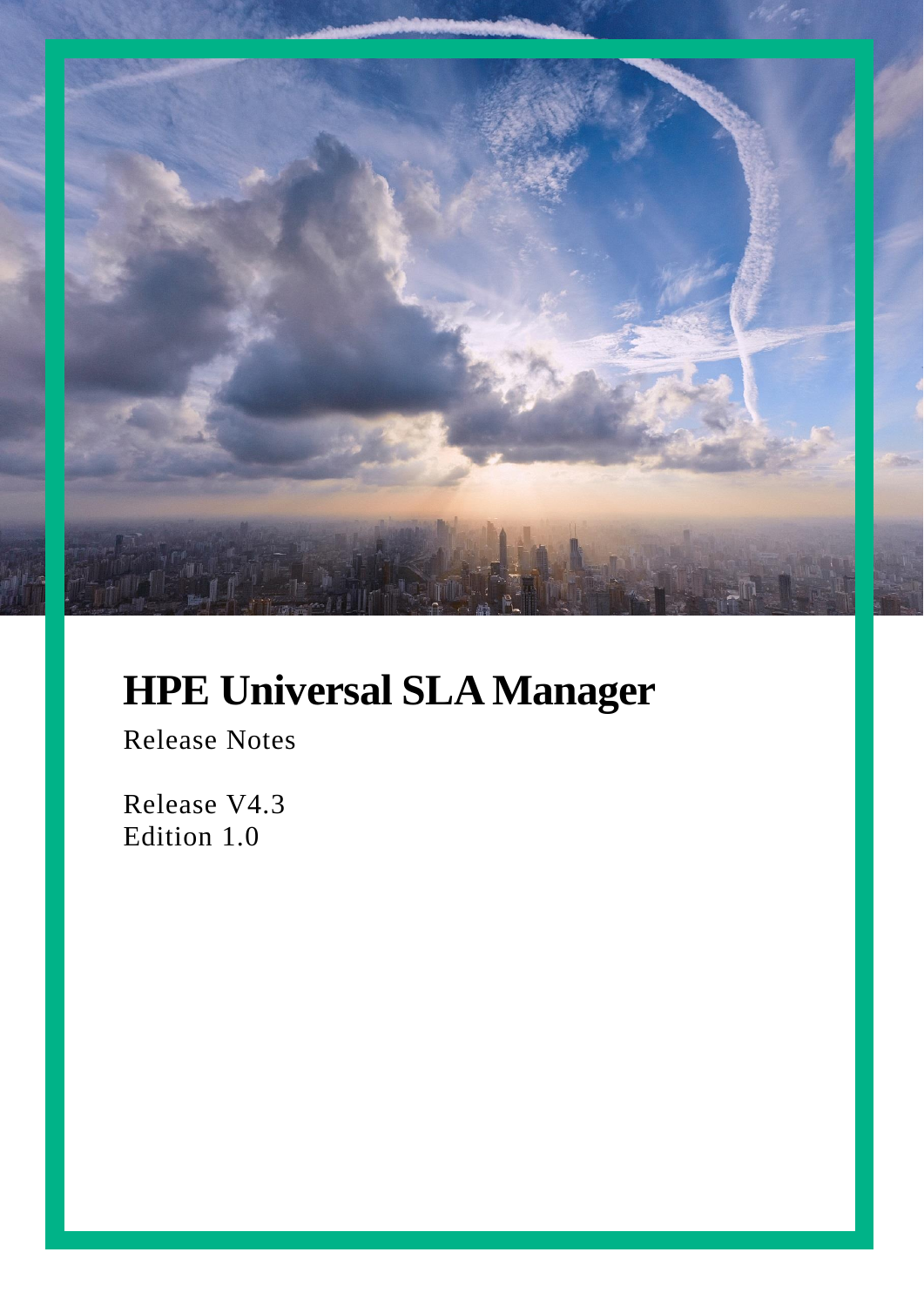# HPE Universal SLA Manager

Release Notes

Release V4.3
Edition 1.0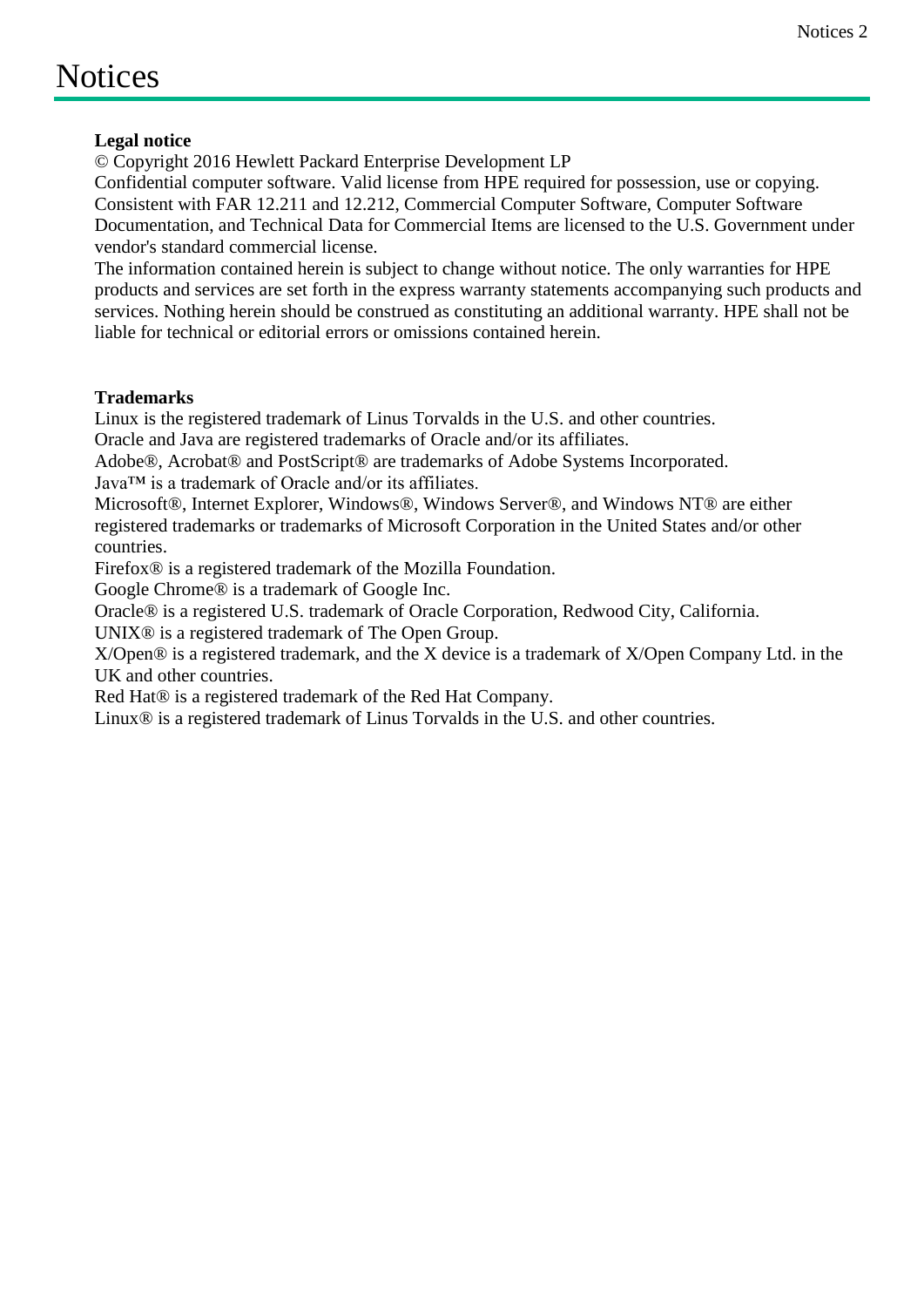# Notices

**Legal notice**

© Copyright 2016 Hewlett Packard Enterprise Development LP

Confidential computer software. Valid license from HPE required for possession, use or copying. Consistent with FAR 12.211 and 12.212, Commercial Computer Software, Computer Software Documentation, and Technical Data for Commercial Items are licensed to the U.S. Government under vendor's standard commercial license.

The information contained herein is subject to change without notice. The only warranties for HPE products and services are set forth in the express warranty statements accompanying such products and services. Nothing herein should be construed as constituting an additional warranty. HPE shall not be liable for technical or editorial errors or omissions contained herein.

**Trademarks**

Linux is the registered trademark of Linus Torvalds in the U.S. and other countries.
Oracle and Java are registered trademarks of Oracle and/or its affiliates.
Adobe®, Acrobat® and PostScript® are trademarks of Adobe Systems Incorporated.
Java™ is a trademark of Oracle and/or its affiliates.
Microsoft®, Internet Explorer, Windows®, Windows Server®, and Windows NT® are either registered trademarks or trademarks of Microsoft Corporation in the United States and/or other countries.
Firefox® is a registered trademark of the Mozilla Foundation.
Google Chrome® is a trademark of Google Inc.
Oracle® is a registered U.S. trademark of Oracle Corporation, Redwood City, California.
UNIX® is a registered trademark of The Open Group.
X/Open® is a registered trademark, and the X device is a trademark of X/Open Company Ltd. in the UK and other countries.
Red Hat® is a registered trademark of the Red Hat Company.
Linux® is a registered trademark of Linus Torvalds in the U.S. and other countries.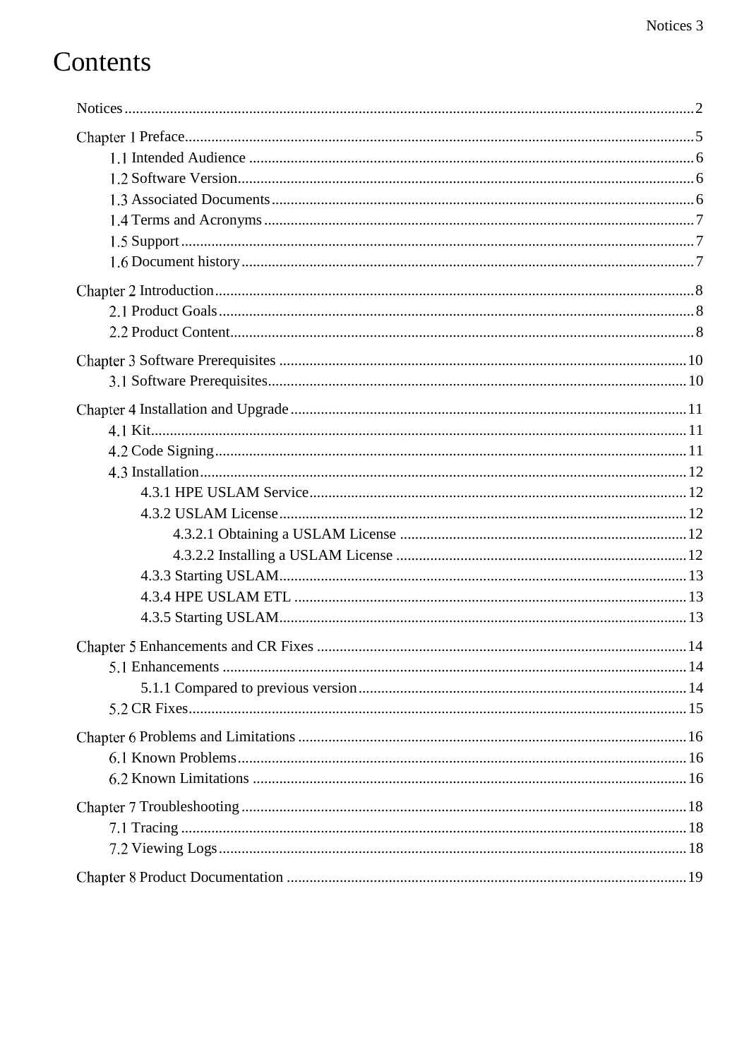# Contents

- Notices ..... 2
- Chapter 1 Preface ..... 5
  - 1.1 Intended Audience ..... 6
  - 1.2 Software Version ..... 6
  - 1.3 Associated Documents ..... 6
  - 1.4 Terms and Acronyms ..... 7
  - 1.5 Support ..... 7
  - 1.6 Document history ..... 7
- Chapter 2 Introduction ..... 8
  - 2.1 Product Goals ..... 8
  - 2.2 Product Content ..... 8
- Chapter 3 Software Prerequisites ..... 10
  - 3.1 Software Prerequisites ..... 10
- Chapter 4 Installation and Upgrade ..... 11
  - 4.1 Kit ..... 11
  - 4.2 Code Signing ..... 11
  - 4.3 Installation ..... 12
    - 4.3.1 HPE USLAM Service ..... 12
    - 4.3.2 USLAM License ..... 12
      - 4.3.2.1 Obtaining a USLAM License ..... 12
      - 4.3.2.2 Installing a USLAM License ..... 12
    - 4.3.3 Starting USLAM ..... 13
    - 4.3.4 HPE USLAM ETL ..... 13
    - 4.3.5 Starting USLAM ..... 13
- Chapter 5 Enhancements and CR Fixes ..... 14
  - 5.1 Enhancements ..... 14
    - 5.1.1 Compared to previous version ..... 14
  - 5.2 CR Fixes ..... 15
- Chapter 6 Problems and Limitations ..... 16
  - 6.1 Known Problems ..... 16
  - 6.2 Known Limitations ..... 16
- Chapter 7 Troubleshooting ..... 18
  - 7.1 Tracing ..... 18
  - 7.2 Viewing Logs ..... 18
- Chapter 8 Product Documentation ..... 19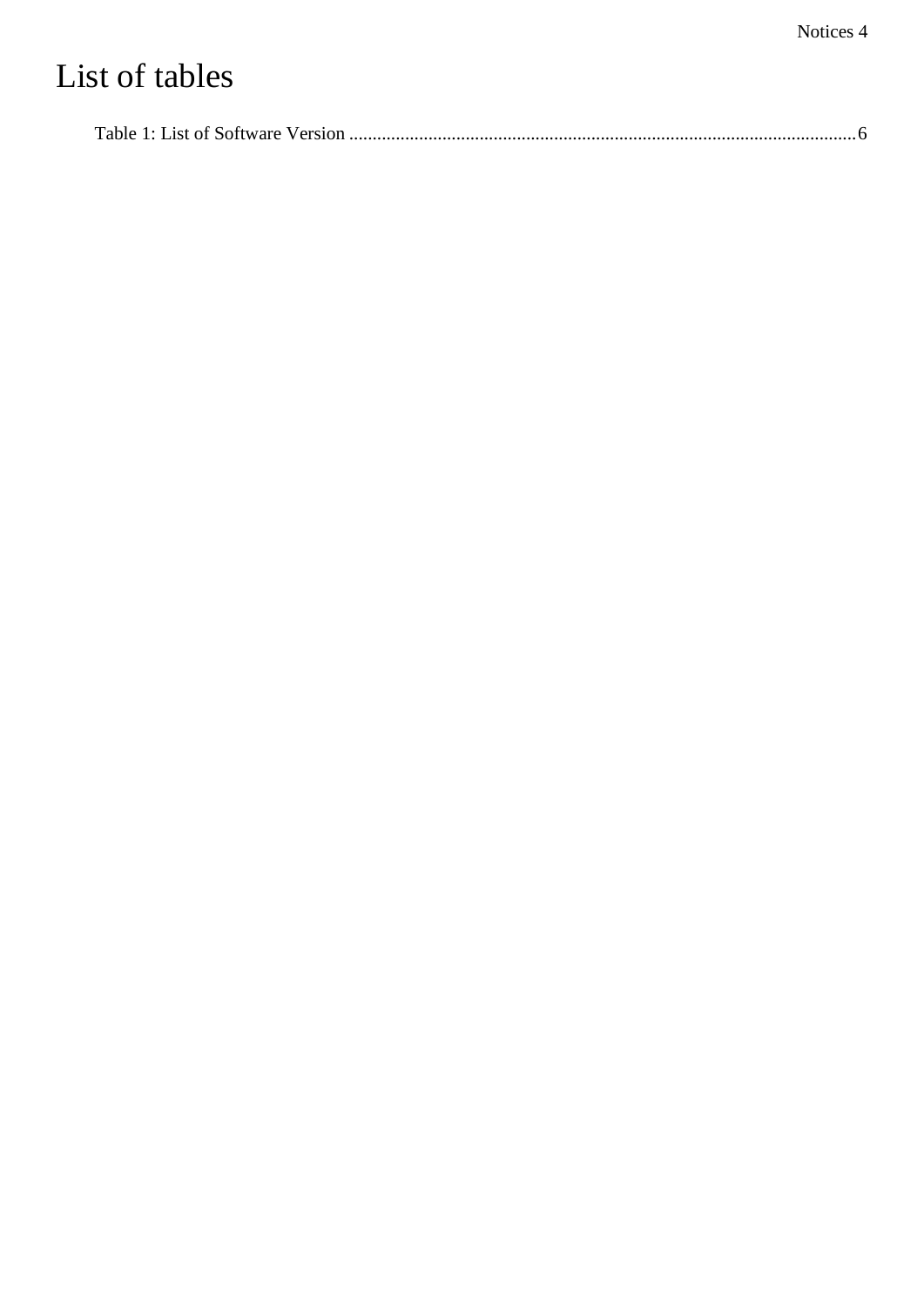# List of tables

Table 1: List of Software Version ............................................................................................................6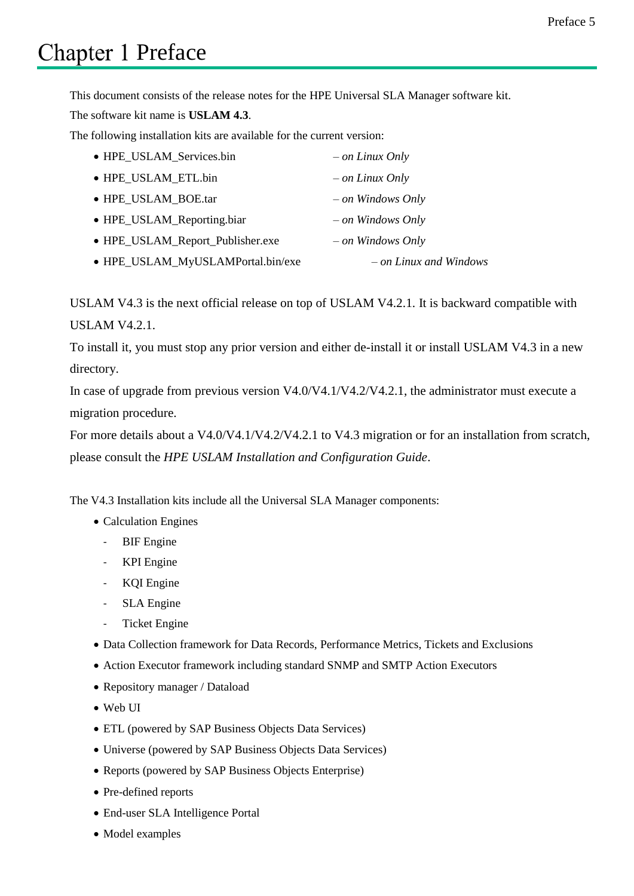# Chapter 1 Preface

This document consists of the release notes for the HPE Universal SLA Manager software kit.

The software kit name is **USLAM 4.3**.

The following installation kits are available for the current version:

- HPE_USLAM_Services.bin – *on Linux Only*
- HPE_USLAM_ETL.bin – *on Linux Only*
- HPE_USLAM_BOE.tar – *on Windows Only*
- HPE_USLAM_Reporting.biar – *on Windows Only*
- HPE_USLAM_Report_Publisher.exe – *on Windows Only*
- HPE_USLAM_MyUSLAMPortal.bin/exe – *on Linux and Windows*

USLAM V4.3 is the next official release on top of USLAM V4.2.1. It is backward compatible with USLAM V4.2.1.

To install it, you must stop any prior version and either de-install it or install USLAM V4.3 in a new directory.

In case of upgrade from previous version V4.0/V4.1/V4.2/V4.2.1, the administrator must execute a migration procedure.

For more details about a V4.0/V4.1/V4.2/V4.2.1 to V4.3 migration or for an installation from scratch, please consult the *HPE USLAM Installation and Configuration Guide*.

The V4.3 Installation kits include all the Universal SLA Manager components:

- Calculation Engines
  - BIF Engine
  - KPI Engine
  - KQI Engine
  - SLA Engine
  - Ticket Engine
- Data Collection framework for Data Records, Performance Metrics, Tickets and Exclusions
- Action Executor framework including standard SNMP and SMTP Action Executors
- Repository manager / Dataload
- Web UI
- ETL (powered by SAP Business Objects Data Services)
- Universe (powered by SAP Business Objects Data Services)
- Reports (powered by SAP Business Objects Enterprise)
- Pre-defined reports
- End-user SLA Intelligence Portal
- Model examples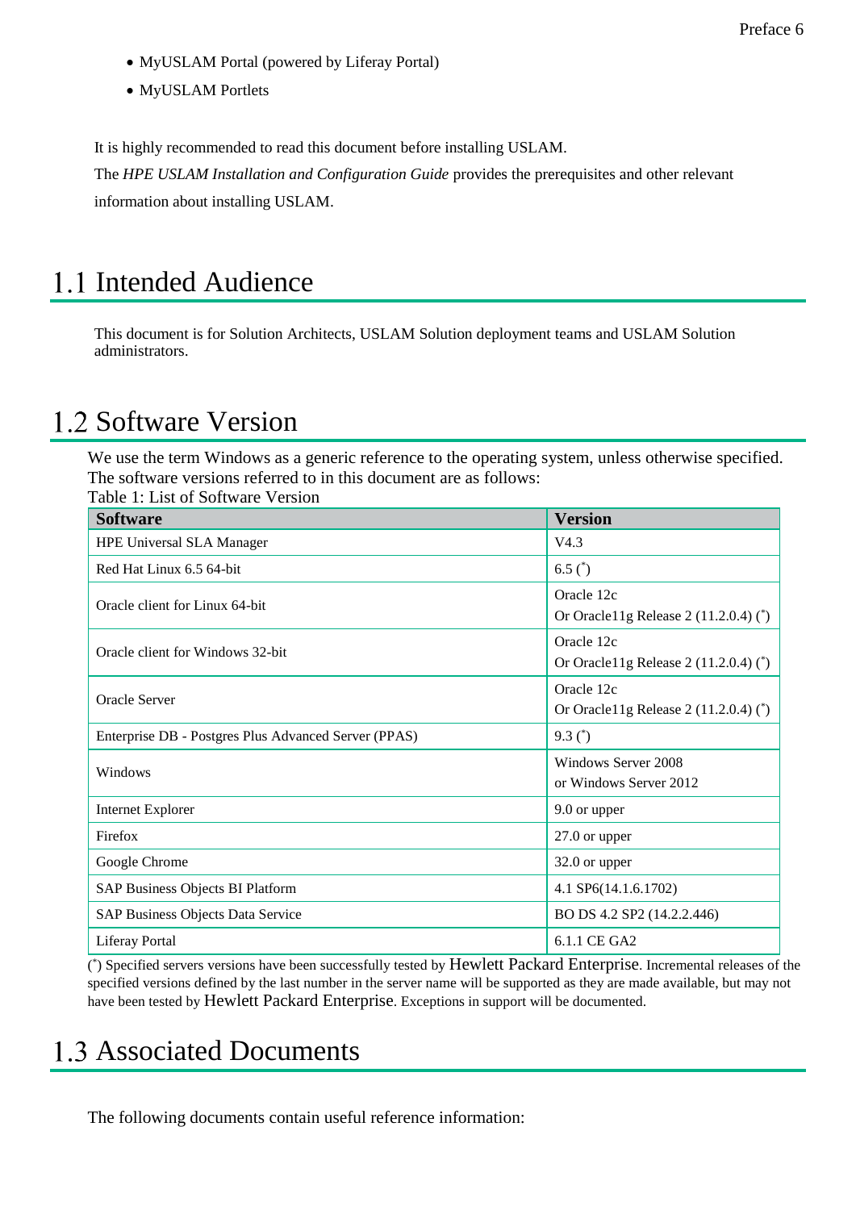- MyUSLAM Portal (powered by Liferay Portal)
- MyUSLAM Portlets

It is highly recommended to read this document before installing USLAM.

The *HPE USLAM Installation and Configuration Guide* provides the prerequisites and other relevant information about installing USLAM.

## 1.1 Intended Audience

This document is for Solution Architects, USLAM Solution deployment teams and USLAM Solution administrators.

## 1.2 Software Version

We use the term Windows as a generic reference to the operating system, unless otherwise specified.
The software versions referred to in this document are as follows:

Table 1: List of Software Version

| Software | Version |
|---|---|
| HPE Universal SLA Manager | V4.3 |
| Red Hat Linux 6.5 64-bit | 6.5 (*) |
| Oracle client for Linux 64-bit | Oracle 12c<br>Or Oracle11g Release 2 (11.2.0.4) (*) |
| Oracle client for Windows 32-bit | Oracle 12c<br>Or Oracle11g Release 2 (11.2.0.4) (*) |
| Oracle Server | Oracle 12c<br>Or Oracle11g Release 2 (11.2.0.4) (*) |
| Enterprise DB - Postgres Plus Advanced Server (PPAS) | 9.3 (*) |
| Windows | Windows Server 2008<br>or Windows Server 2012 |
| Internet Explorer | 9.0 or upper |
| Firefox | 27.0 or upper |
| Google Chrome | 32.0 or upper |
| SAP Business Objects BI Platform | 4.1 SP6(14.1.6.1702) |
| SAP Business Objects Data Service | BO DS 4.2 SP2 (14.2.2.446) |
| Liferay Portal | 6.1.1 CE GA2 |

(*) Specified servers versions have been successfully tested by Hewlett Packard Enterprise. Incremental releases of the specified versions defined by the last number in the server name will be supported as they are made available, but may not have been tested by Hewlett Packard Enterprise. Exceptions in support will be documented.

## 1.3 Associated Documents

The following documents contain useful reference information: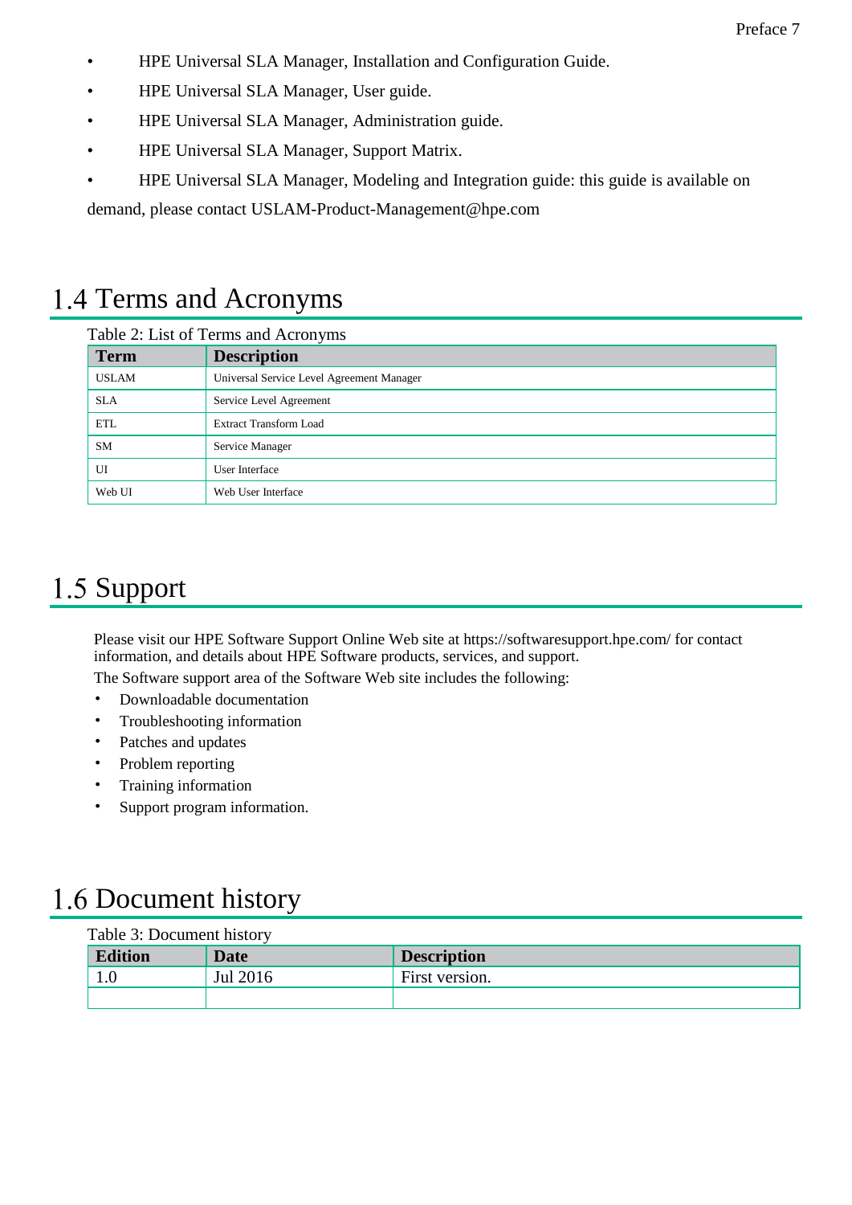- HPE Universal SLA Manager, Installation and Configuration Guide.
- HPE Universal SLA Manager, User guide.
- HPE Universal SLA Manager, Administration guide.
- HPE Universal SLA Manager, Support Matrix.
- HPE Universal SLA Manager, Modeling and Integration guide: this guide is available on demand, please contact USLAM-Product-Management@hpe.com

## 1.4 Terms and Acronyms

Table 2: List of Terms and Acronyms

| Term | Description |
| --- | --- |
| USLAM | Universal Service Level Agreement Manager |
| SLA | Service Level Agreement |
| ETL | Extract Transform Load |
| SM | Service Manager |
| UI | User Interface |
| Web UI | Web User Interface |

## 1.5 Support

Please visit our HPE Software Support Online Web site at https://softwaresupport.hpe.com/ for contact information, and details about HPE Software products, services, and support.

The Software support area of the Software Web site includes the following:

- Downloadable documentation
- Troubleshooting information
- Patches and updates
- Problem reporting
- Training information
- Support program information.

## 1.6 Document history

Table 3: Document history

| Edition | Date | Description |
| --- | --- | --- |
| 1.0 | Jul 2016 | First version. |
| | | |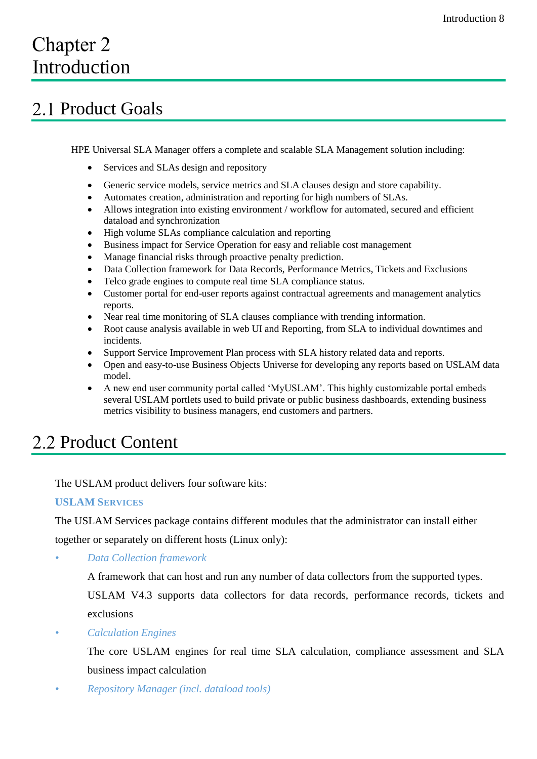# Chapter 2 Introduction

## 2.1 Product Goals

HPE Universal SLA Manager offers a complete and scalable SLA Management solution including:

- Services and SLAs design and repository
- Generic service models, service metrics and SLA clauses design and store capability.
- Automates creation, administration and reporting for high numbers of SLAs.
- Allows integration into existing environment / workflow for automated, secured and efficient dataload and synchronization
- High volume SLAs compliance calculation and reporting
- Business impact for Service Operation for easy and reliable cost management
- Manage financial risks through proactive penalty prediction.
- Data Collection framework for Data Records, Performance Metrics, Tickets and Exclusions
- Telco grade engines to compute real time SLA compliance status.
- Customer portal for end-user reports against contractual agreements and management analytics reports.
- Near real time monitoring of SLA clauses compliance with trending information.
- Root cause analysis available in web UI and Reporting, from SLA to individual downtimes and incidents.
- Support Service Improvement Plan process with SLA history related data and reports.
- Open and easy-to-use Business Objects Universe for developing any reports based on USLAM data model.
- A new end user community portal called 'MyUSLAM'. This highly customizable portal embeds several USLAM portlets used to build private or public business dashboards, extending business metrics visibility to business managers, end customers and partners.

## 2.2 Product Content

The USLAM product delivers four software kits:

**USLAM SERVICES**

The USLAM Services package contains different modules that the administrator can install either together or separately on different hosts (Linux only):

- *Data Collection framework*

  A framework that can host and run any number of data collectors from the supported types. USLAM V4.3 supports data collectors for data records, performance records, tickets and exclusions

- *Calculation Engines*

  The core USLAM engines for real time SLA calculation, compliance assessment and SLA business impact calculation

- *Repository Manager (incl. dataload tools)*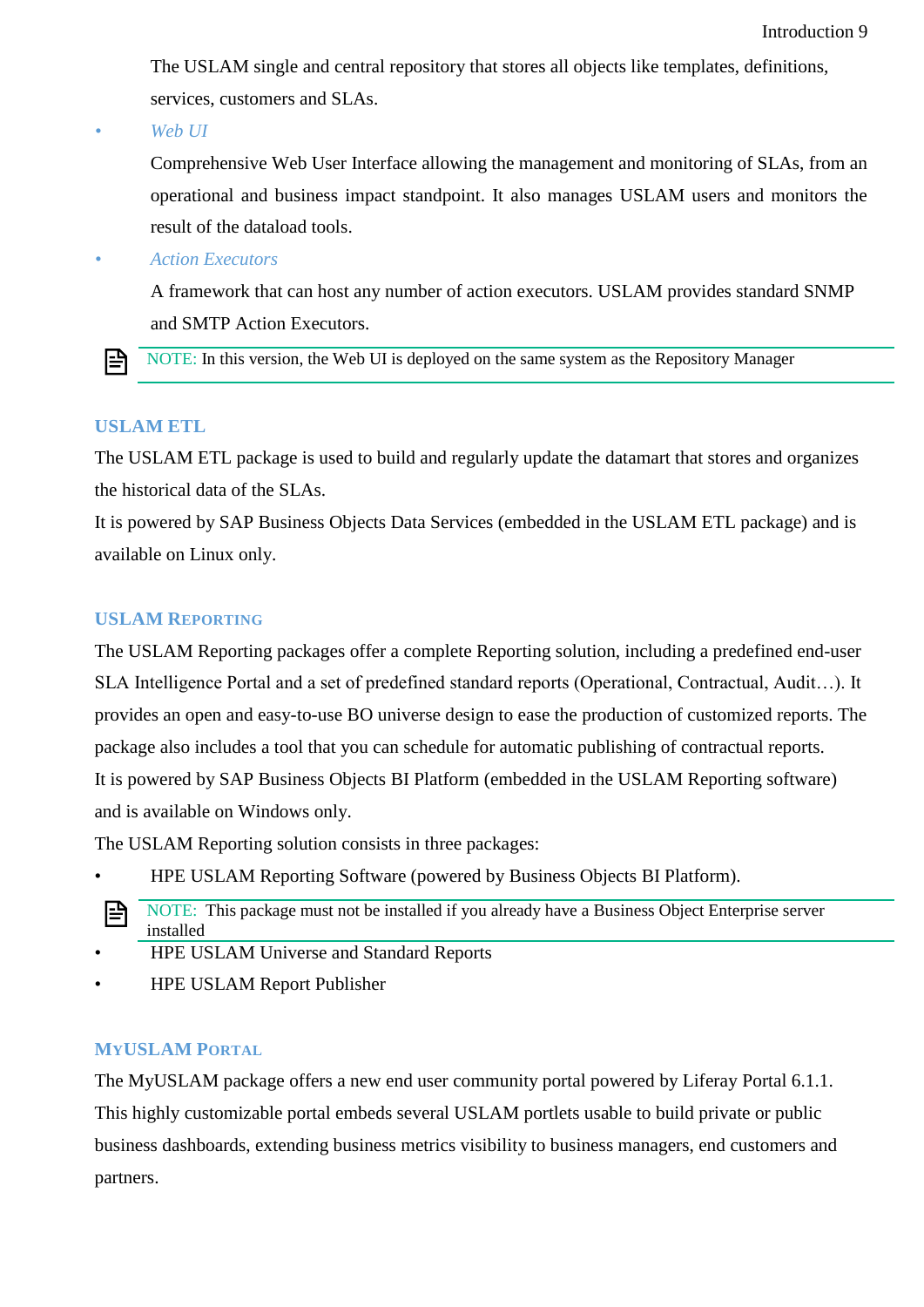The USLAM single and central repository that stores all objects like templates, definitions, services, customers and SLAs.

- *Web UI*

  Comprehensive Web User Interface allowing the management and monitoring of SLAs, from an operational and business impact standpoint. It also manages USLAM users and monitors the result of the dataload tools.

- *Action Executors*

  A framework that can host any number of action executors. USLAM provides standard SNMP and SMTP Action Executors.

> NOTE: In this version, the Web UI is deployed on the same system as the Repository Manager

### USLAM ETL

The USLAM ETL package is used to build and regularly update the datamart that stores and organizes the historical data of the SLAs.

It is powered by SAP Business Objects Data Services (embedded in the USLAM ETL package) and is available on Linux only.

### USLAM Reporting

The USLAM Reporting packages offer a complete Reporting solution, including a predefined end-user SLA Intelligence Portal and a set of predefined standard reports (Operational, Contractual, Audit…). It provides an open and easy-to-use BO universe design to ease the production of customized reports. The package also includes a tool that you can schedule for automatic publishing of contractual reports.

It is powered by SAP Business Objects BI Platform (embedded in the USLAM Reporting software) and is available on Windows only.

The USLAM Reporting solution consists in three packages:

- HPE USLAM Reporting Software (powered by Business Objects BI Platform).

> NOTE: This package must not be installed if you already have a Business Object Enterprise server installed

- HPE USLAM Universe and Standard Reports
- HPE USLAM Report Publisher

### MyUSLAM Portal

The MyUSLAM package offers a new end user community portal powered by Liferay Portal 6.1.1. This highly customizable portal embeds several USLAM portlets usable to build private or public business dashboards, extending business metrics visibility to business managers, end customers and partners.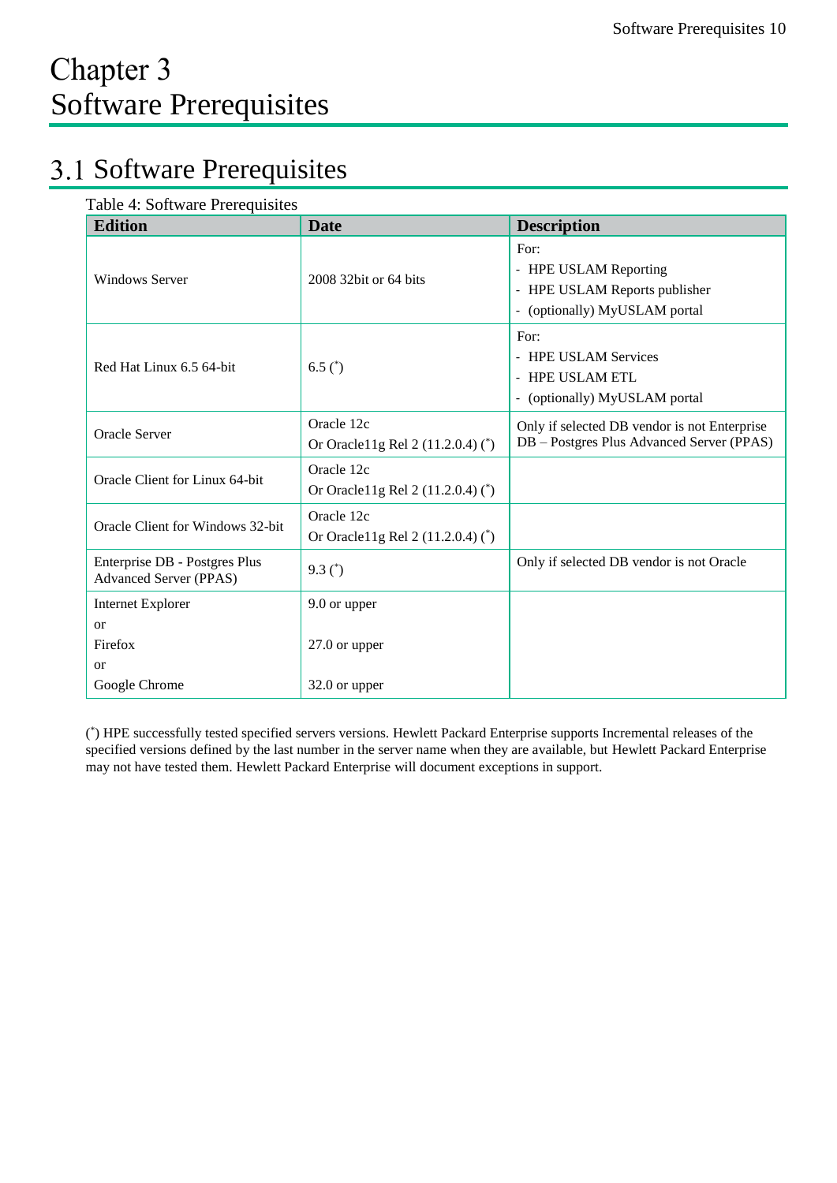# Chapter 3
Software Prerequisites

## 3.1 Software Prerequisites

Table 4: Software Prerequisites

| Edition | Date | Description |
|---|---|---|
| Windows Server | 2008 32bit or 64 bits | For:<br>- HPE USLAM Reporting<br>- HPE USLAM Reports publisher<br>- (optionally) MyUSLAM portal |
| Red Hat Linux 6.5 64-bit | 6.5 (*) | For:<br>- HPE USLAM Services<br>- HPE USLAM ETL<br>- (optionally) MyUSLAM portal |
| Oracle Server | Oracle 12c<br>Or Oracle11g Rel 2 (11.2.0.4) (*) | Only if selected DB vendor is not Enterprise DB – Postgres Plus Advanced Server (PPAS) |
| Oracle Client for Linux 64-bit | Oracle 12c<br>Or Oracle11g Rel 2 (11.2.0.4) (*) | |
| Oracle Client for Windows 32-bit | Oracle 12c<br>Or Oracle11g Rel 2 (11.2.0.4) (*) | |
| Enterprise DB - Postgres Plus Advanced Server (PPAS) | 9.3 (*) | Only if selected DB vendor is not Oracle |
| Internet Explorer<br>or<br>Firefox<br>or<br>Google Chrome | 9.0 or upper<br><br>27.0 or upper<br><br>32.0 or upper | |

(*) HPE successfully tested specified servers versions. Hewlett Packard Enterprise supports Incremental releases of the specified versions defined by the last number in the server name when they are available, but Hewlett Packard Enterprise may not have tested them. Hewlett Packard Enterprise will document exceptions in support.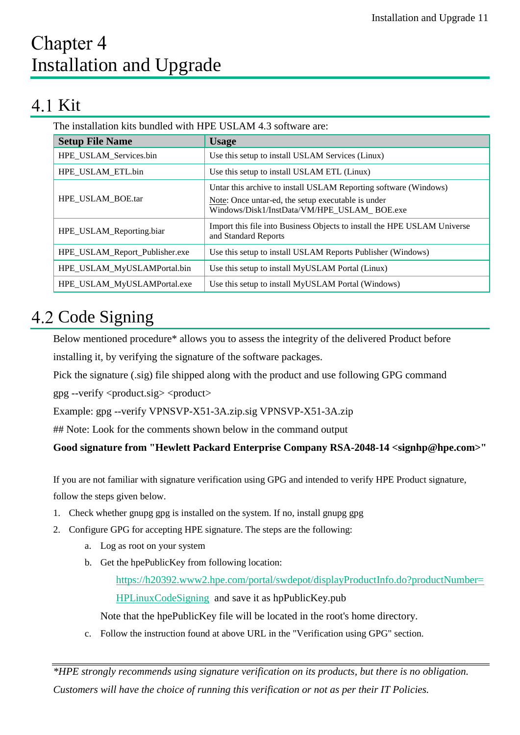# Chapter 4 Installation and Upgrade

## 4.1 Kit

The installation kits bundled with HPE USLAM 4.3 software are:

| Setup File Name | Usage |
| --- | --- |
| HPE_USLAM_Services.bin | Use this setup to install USLAM Services (Linux) |
| HPE_USLAM_ETL.bin | Use this setup to install USLAM ETL (Linux) |
| HPE_USLAM_BOE.tar | Untar this archive to install USLAM Reporting software (Windows)<br>Note: Once untar-ed, the setup executable is under Windows/Disk1/InstData/VM/HPE_USLAM_ BOE.exe |
| HPE_USLAM_Reporting.biar | Import this file into Business Objects to install the HPE USLAM Universe and Standard Reports |
| HPE_USLAM_Report_Publisher.exe | Use this setup to install USLAM Reports Publisher (Windows) |
| HPE_USLAM_MyUSLAMPortal.bin | Use this setup to install MyUSLAM Portal (Linux) |
| HPE_USLAM_MyUSLAMPortal.exe | Use this setup to install MyUSLAM Portal (Windows) |

## 4.2 Code Signing

Below mentioned procedure* allows you to assess the integrity of the delivered Product before installing it, by verifying the signature of the software packages.

Pick the signature (.sig) file shipped along with the product and use following GPG command

gpg --verify <product.sig> <product>

Example: gpg --verify VPNSVP-X51-3A.zip.sig VPNSVP-X51-3A.zip

## Note: Look for the comments shown below in the command output

**Good signature from "Hewlett Packard Enterprise Company RSA-2048-14 <signhp@hpe.com>"**

If you are not familiar with signature verification using GPG and intended to verify HPE Product signature, follow the steps given below.

1. Check whether gnupg gpg is installed on the system. If no, install gnupg gpg
2. Configure GPG for accepting HPE signature. The steps are the following:
    a. Log as root on your system
    b. Get the hpePublicKey from following location:
       https://h20392.www2.hpe.com/portal/swdepot/displayProductInfo.do?productNumber=HPLinuxCodeSigning and save it as hpPublicKey.pub
       
       Note that the hpePublicKey file will be located in the root's home directory.
    c. Follow the instruction found at above URL in the "Verification using GPG" section.

---

*\*HPE strongly recommends using signature verification on its products, but there is no obligation. Customers will have the choice of running this verification or not as per their IT Policies.*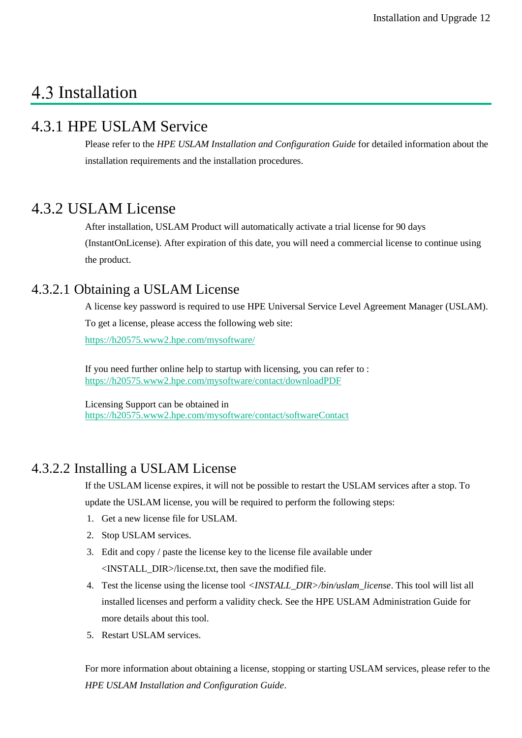## 4.3 Installation

### 4.3.1 HPE USLAM Service

Please refer to the *HPE USLAM Installation and Configuration Guide* for detailed information about the installation requirements and the installation procedures.

### 4.3.2 USLAM License

After installation, USLAM Product will automatically activate a trial license for 90 days (InstantOnLicense). After expiration of this date, you will need a commercial license to continue using the product.

#### 4.3.2.1 Obtaining a USLAM License

A license key password is required to use HPE Universal Service Level Agreement Manager (USLAM). To get a license, please access the following web site:
https://h20575.www2.hpe.com/mysoftware/

If you need further online help to startup with licensing, you can refer to :
https://h20575.www2.hpe.com/mysoftware/contact/downloadPDF

Licensing Support can be obtained in
https://h20575.www2.hpe.com/mysoftware/contact/softwareContact

#### 4.3.2.2 Installing a USLAM License

If the USLAM license expires, it will not be possible to restart the USLAM services after a stop. To update the USLAM license, you will be required to perform the following steps:

1. Get a new license file for USLAM.
2. Stop USLAM services.
3. Edit and copy / paste the license key to the license file available under <INSTALL_DIR>/license.txt, then save the modified file.
4. Test the license using the license tool *<INSTALL_DIR>/bin/uslam_license*. This tool will list all installed licenses and perform a validity check. See the HPE USLAM Administration Guide for more details about this tool.
5. Restart USLAM services.

For more information about obtaining a license, stopping or starting USLAM services, please refer to the *HPE USLAM Installation and Configuration Guide*.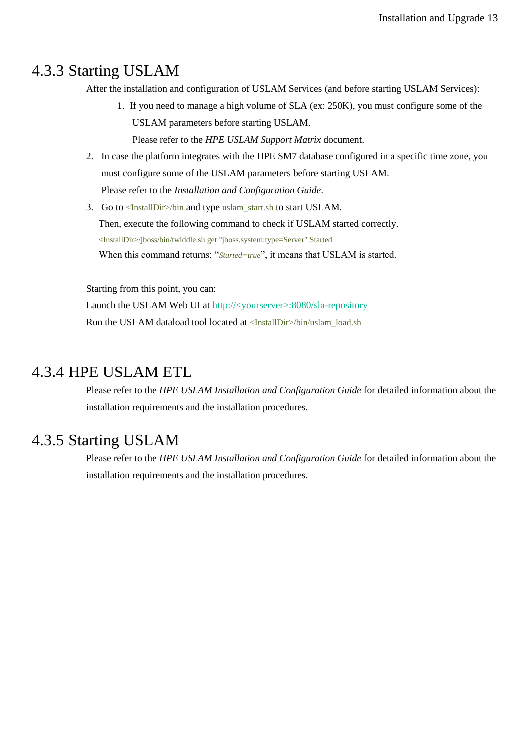## 4.3.3 Starting USLAM

After the installation and configuration of USLAM Services (and before starting USLAM Services):

1. If you need to manage a high volume of SLA (ex: 250K), you must configure some of the USLAM parameters before starting USLAM.
   Please refer to the *HPE USLAM Support Matrix* document.
2. In case the platform integrates with the HPE SM7 database configured in a specific time zone, you must configure some of the USLAM parameters before starting USLAM.
   Please refer to the *Installation and Configuration Guide*.
3. Go to <InstallDir>/bin and type uslam_start.sh to start USLAM.
   Then, execute the following command to check if USLAM started correctly.
   <InstallDir>/jboss/bin/twiddle.sh get "jboss.system:type=Server" Started
   When this command returns: "*Started=true*", it means that USLAM is started.

Starting from this point, you can:

Launch the USLAM Web UI at http://<yourserver>:8080/sla-repository

Run the USLAM dataload tool located at <InstallDir>/bin/uslam_load.sh

## 4.3.4 HPE USLAM ETL

Please refer to the *HPE USLAM Installation and Configuration Guide* for detailed information about the installation requirements and the installation procedures.

## 4.3.5 Starting USLAM

Please refer to the *HPE USLAM Installation and Configuration Guide* for detailed information about the installation requirements and the installation procedures.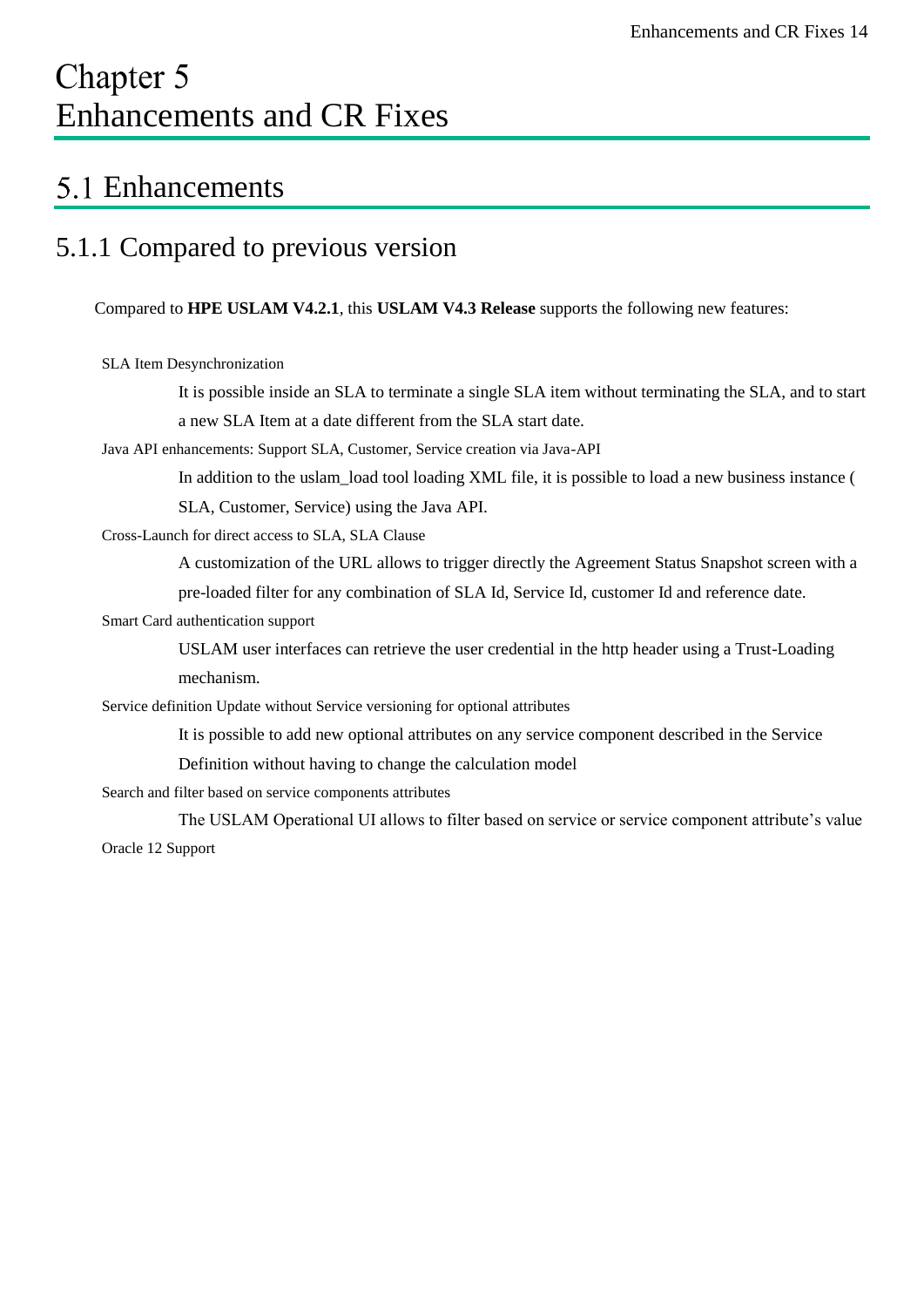# Chapter 5 Enhancements and CR Fixes

## 5.1 Enhancements

### 5.1.1 Compared to previous version

Compared to **HPE USLAM V4.2.1**, this **USLAM V4.3 Release** supports the following new features:

SLA Item Desynchronization

It is possible inside an SLA to terminate a single SLA item without terminating the SLA, and to start a new SLA Item at a date different from the SLA start date.

Java API enhancements: Support SLA, Customer, Service creation via Java-API

In addition to the uslam_load tool loading XML file, it is possible to load a new business instance ( SLA, Customer, Service) using the Java API.

Cross-Launch for direct access to SLA, SLA Clause

A customization of the URL allows to trigger directly the Agreement Status Snapshot screen with a pre-loaded filter for any combination of SLA Id, Service Id, customer Id and reference date.

Smart Card authentication support

USLAM user interfaces can retrieve the user credential in the http header using a Trust-Loading mechanism.

Service definition Update without Service versioning for optional attributes

It is possible to add new optional attributes on any service component described in the Service Definition without having to change the calculation model

Search and filter based on service components attributes

The USLAM Operational UI allows to filter based on service or service component attribute's value

Oracle 12 Support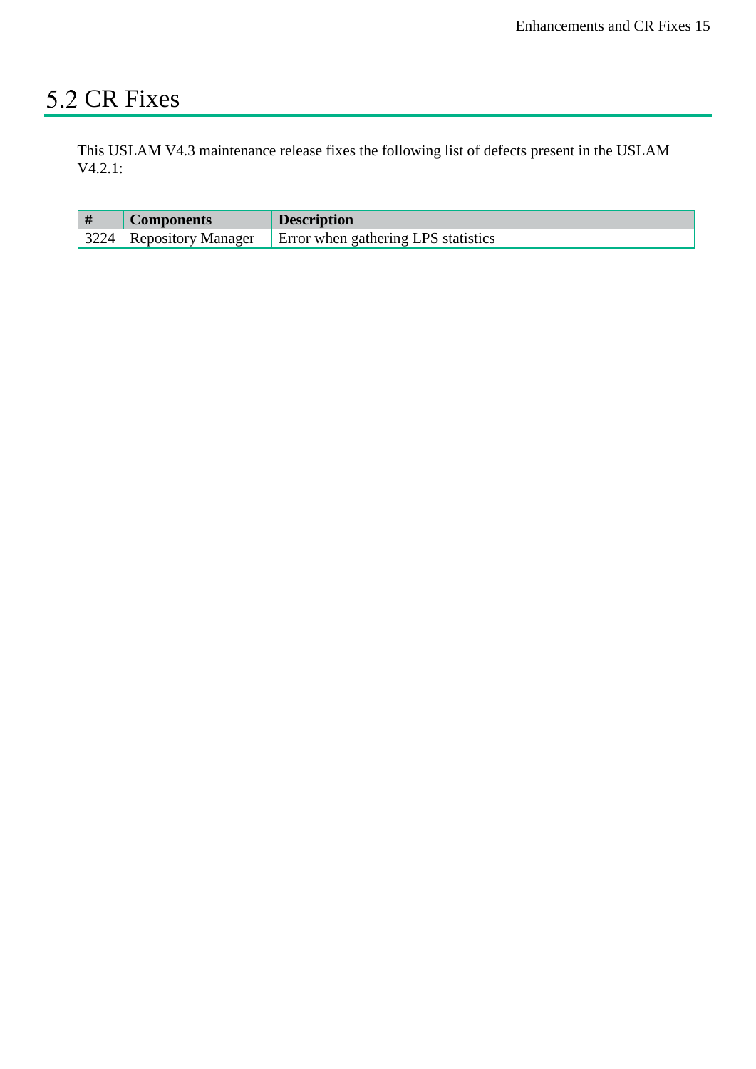## 5.2 CR Fixes

This USLAM V4.3 maintenance release fixes the following list of defects present in the USLAM V4.2.1:

| # | Components | Description |
|---|---|---|
| 3224 | Repository Manager | Error when gathering LPS statistics |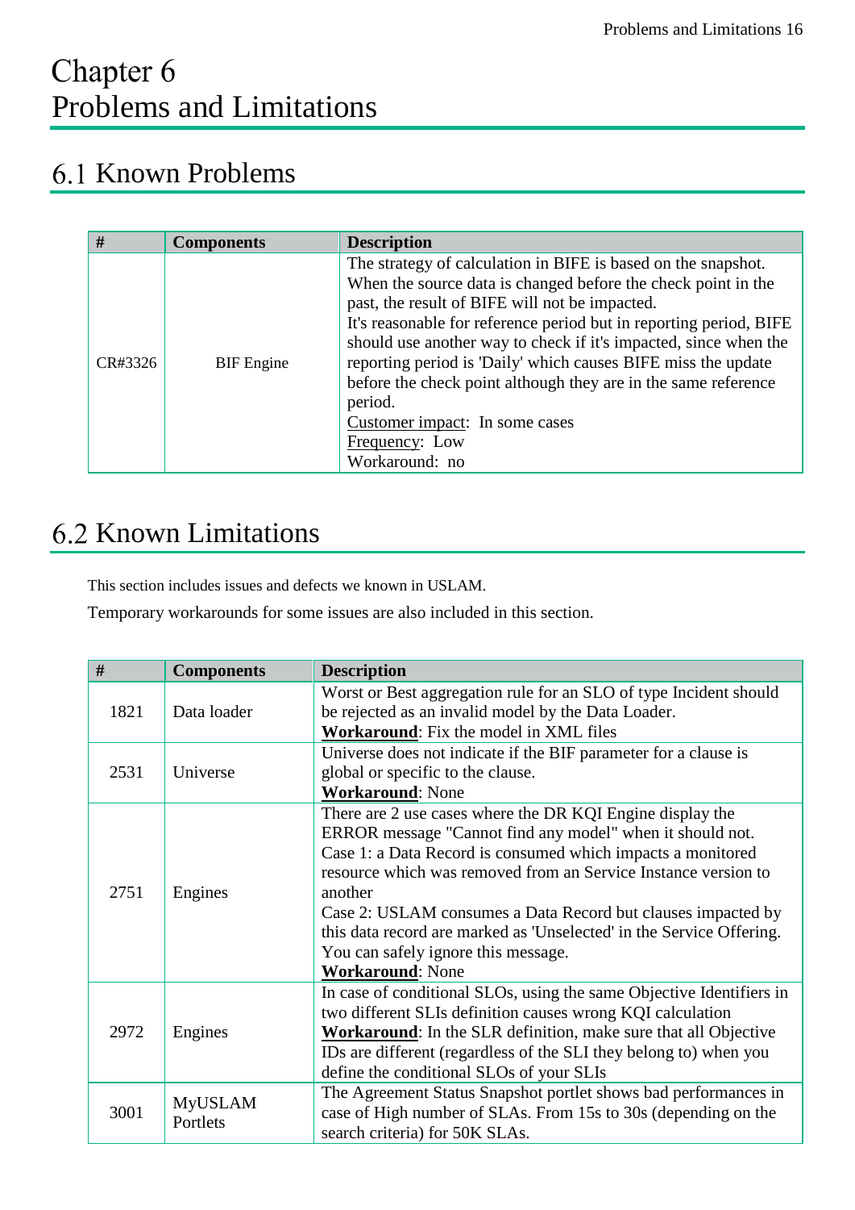# Chapter 6 Problems and Limitations

## 6.1 Known Problems

| # | Components | Description |
|---|---|---|
| CR#3326 | BIF Engine | The strategy of calculation in BIFE is based on the snapshot. When the source data is changed before the check point in the past, the result of BIFE will not be impacted.<br>It's reasonable for reference period but in reporting period, BIFE should use another way to check if it's impacted, since when the reporting period is 'Daily' which causes BIFE miss the update before the check point although they are in the same reference period.<br><u>Customer impact</u>: In some cases<br><u>Frequency</u>: Low<br>Workaround: no |

## 6.2 Known Limitations

This section includes issues and defects we known in USLAM.

Temporary workarounds for some issues are also included in this section.

| # | Components | Description |
|---|---|---|
| 1821 | Data loader | Worst or Best aggregation rule for an SLO of type Incident should be rejected as an invalid model by the Data Loader.<br>**<u>Workaround</u>**: Fix the model in XML files |
| 2531 | Universe | Universe does not indicate if the BIF parameter for a clause is global or specific to the clause.<br>**<u>Workaround</u>**: None |
| 2751 | Engines | There are 2 use cases where the DR KQI Engine display the ERROR message "Cannot find any model" when it should not.<br>Case 1: a Data Record is consumed which impacts a monitored resource which was removed from an Service Instance version to another<br>Case 2: USLAM consumes a Data Record but clauses impacted by this data record are marked as 'Unselected' in the Service Offering.<br>You can safely ignore this message.<br>**<u>Workaround</u>**: None |
| 2972 | Engines | In case of conditional SLOs, using the same Objective Identifiers in two different SLIs definition causes wrong KQI calculation<br>**<u>Workaround</u>**: In the SLR definition, make sure that all Objective IDs are different (regardless of the SLI they belong to) when you define the conditional SLOs of your SLIs |
| 3001 | MyUSLAM Portlets | The Agreement Status Snapshot portlet shows bad performances in case of High number of SLAs. From 15s to 30s (depending on the search criteria) for 50K SLAs. |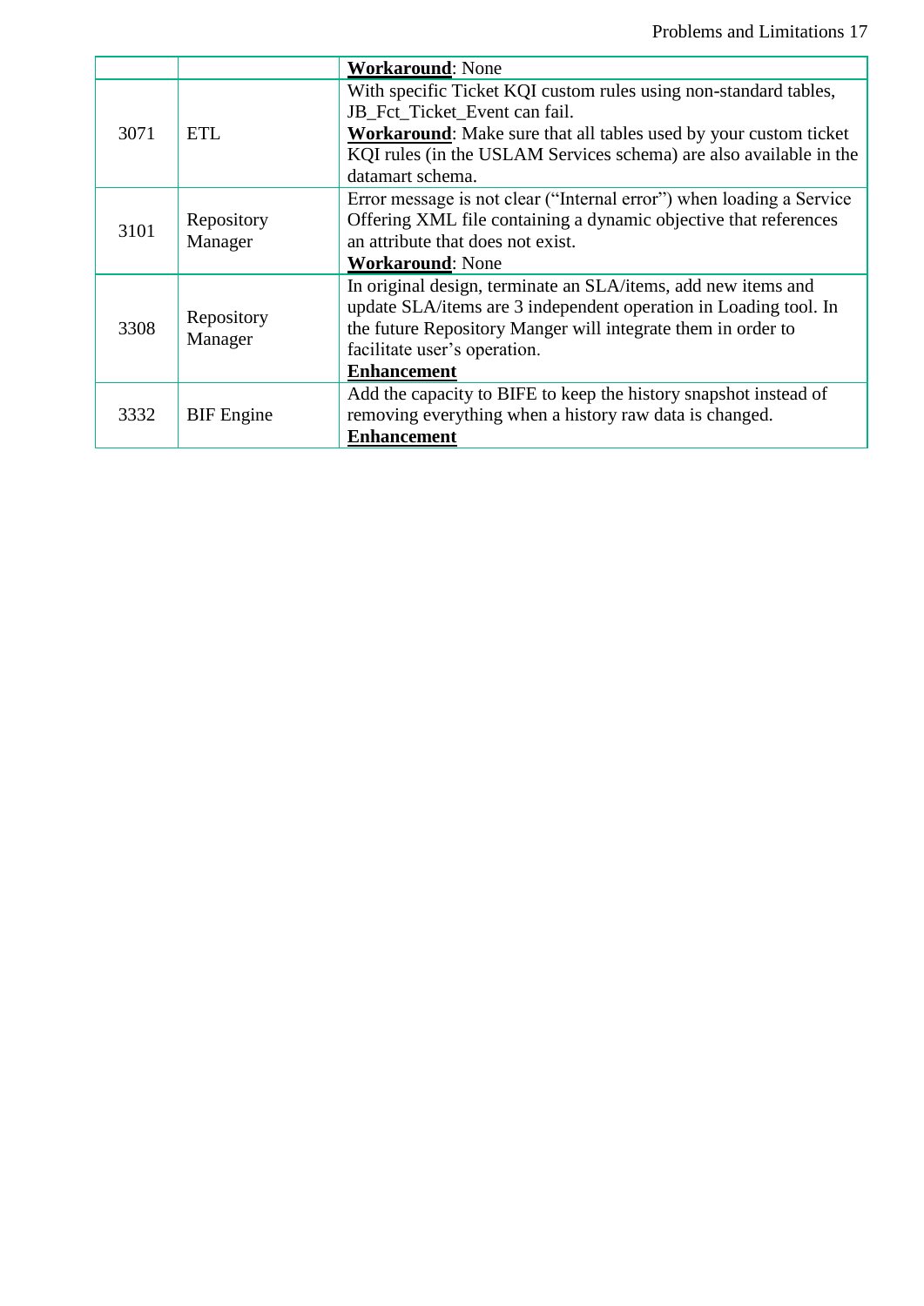| | | |
|---|---|---|
| | | **Workaround**: None |
| 3071 | ETL | With specific Ticket KQI custom rules using non-standard tables, JB_Fct_Ticket_Event can fail.<br>**Workaround**: Make sure that all tables used by your custom ticket KQI rules (in the USLAM Services schema) are also available in the datamart schema. |
| 3101 | Repository Manager | Error message is not clear ("Internal error") when loading a Service Offering XML file containing a dynamic objective that references an attribute that does not exist.<br>**Workaround**: None |
| 3308 | Repository Manager | In original design, terminate an SLA/items, add new items and update SLA/items are 3 independent operation in Loading tool. In the future Repository Manger will integrate them in order to facilitate user's operation.<br>**Enhancement** |
| 3332 | BIF Engine | Add the capacity to BIFE to keep the history snapshot instead of removing everything when a history raw data is changed.<br>**Enhancement** |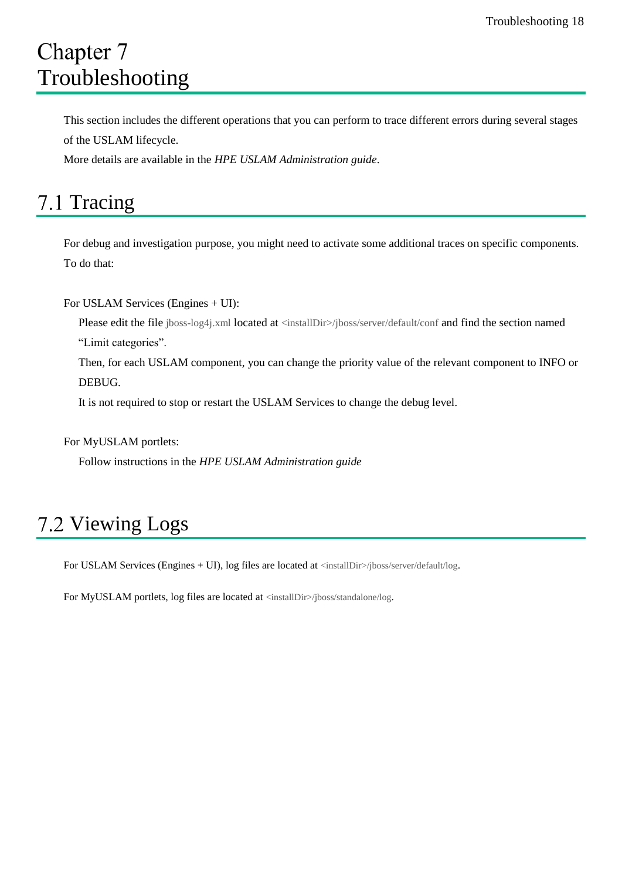# Chapter 7 Troubleshooting

This section includes the different operations that you can perform to trace different errors during several stages of the USLAM lifecycle.
More details are available in the *HPE USLAM Administration guide*.

## 7.1 Tracing

For debug and investigation purpose, you might need to activate some additional traces on specific components. To do that:

For USLAM Services (Engines + UI):

Please edit the file `jboss-log4j.xml` located at `<installDir>/jboss/server/default/conf` and find the section named "Limit categories".

Then, for each USLAM component, you can change the priority value of the relevant component to INFO or DEBUG.

It is not required to stop or restart the USLAM Services to change the debug level.

For MyUSLAM portlets:

Follow instructions in the *HPE USLAM Administration guide*

## 7.2 Viewing Logs

For USLAM Services (Engines + UI), log files are located at `<installDir>/jboss/server/default/log`.

For MyUSLAM portlets, log files are located at `<installDir>/jboss/standalone/log`.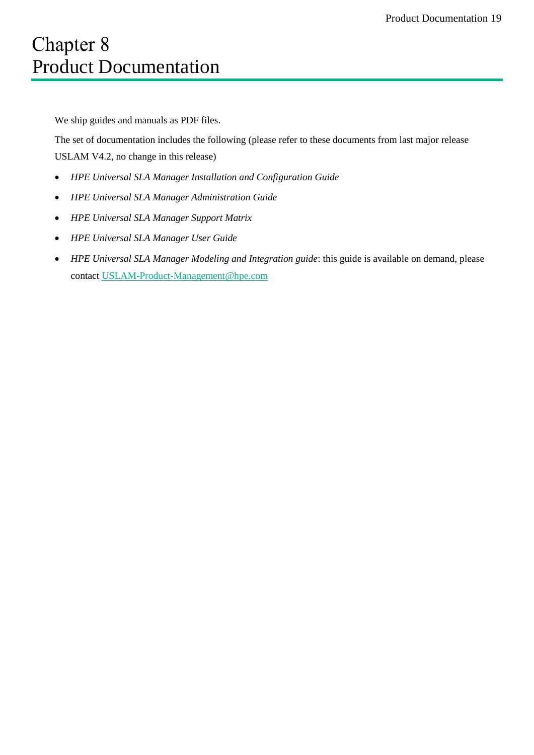# Chapter 8
# Product Documentation

We ship guides and manuals as PDF files.

The set of documentation includes the following (please refer to these documents from last major release USLAM V4.2, no change in this release)

- *HPE Universal SLA Manager Installation and Configuration Guide*
- *HPE Universal SLA Manager Administration Guide*
- *HPE Universal SLA Manager Support Matrix*
- *HPE Universal SLA Manager User Guide*
- *HPE Universal SLA Manager Modeling and Integration guide*: this guide is available on demand, please contact USLAM-Product-Management@hpe.com